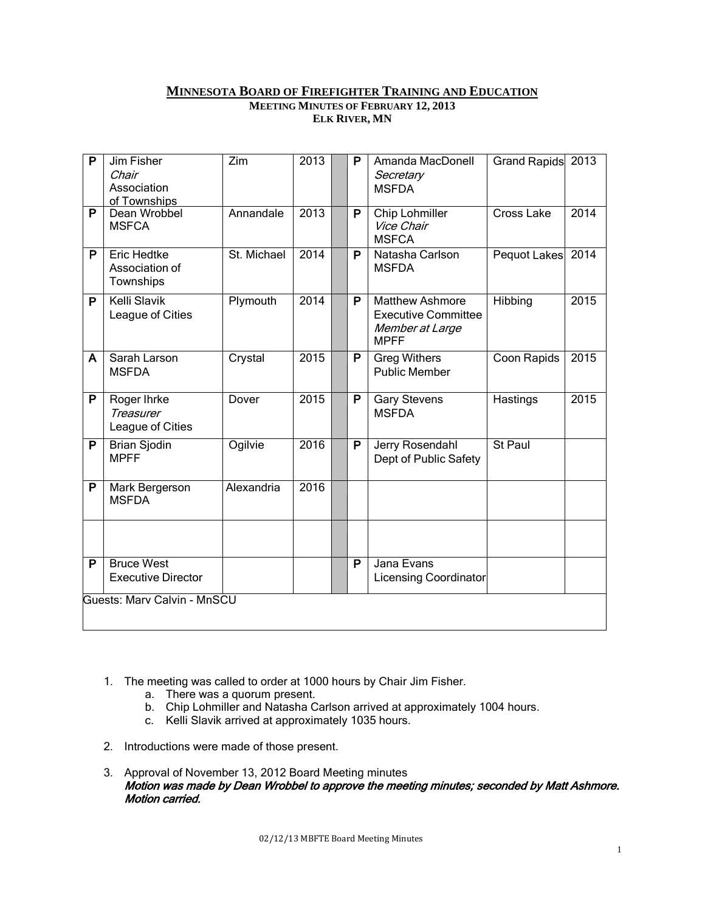# MINNESOTA BOARD OF FIREFIGHTER TRAINING AND EDUCATION

### MEETING MINUTES OF FEBRUARY 12, 2013
### ELK RIVER, MN

| | | | | | | | | |
|---|---|---|---|---|---|---|---|---|
| P | Jim Fisher *Chair* Association of Townships | Zim | 2013 | | P | Amanda MacDonell *Secretary* MSFDA | Grand Rapids | 2013 |
| P | Dean Wrobbel MSFCA | Annandale | 2013 | | P | Chip Lohmiller *Vice Chair* MSFCA | Cross Lake | 2014 |
| P | Eric Hedtke Association of Townships | St. Michael | 2014 | | P | Natasha Carlson MSFDA | Pequot Lakes | 2014 |
| P | Kelli Slavik League of Cities | Plymouth | 2014 | | P | Matthew Ashmore Executive Committee *Member at Large* MPFF | Hibbing | 2015 |
| A | Sarah Larson MSFDA | Crystal | 2015 | | P | Greg Withers Public Member | Coon Rapids | 2015 |
| P | Roger Ihrke *Treasurer* League of Cities | Dover | 2015 | | P | Gary Stevens MSFDA | Hastings | 2015 |
| P | Brian Sjodin MPFF | Ogilvie | 2016 | | P | Jerry Rosendahl Dept of Public Safety | St Paul | |
| P | Mark Bergerson MSFDA | Alexandria | 2016 | | | | | |
| | | | | | | | | |
| P | Bruce West Executive Director | | | | P | Jana Evans Licensing Coordinator | | |
| Guests: Marv Calvin - MnSCU | | | | | | | | |

1. The meeting was called to order at 1000 hours by Chair Jim Fisher.
   a. There was a quorum present.
   b. Chip Lohmiller and Natasha Carlson arrived at approximately 1004 hours.
   c. Kelli Slavik arrived at approximately 1035 hours.

2. Introductions were made of those present.

3. Approval of November 13, 2012 Board Meeting minutes
   ***Motion was made by Dean Wrobbel to approve the meeting minutes; seconded by Matt Ashmore. Motion carried.***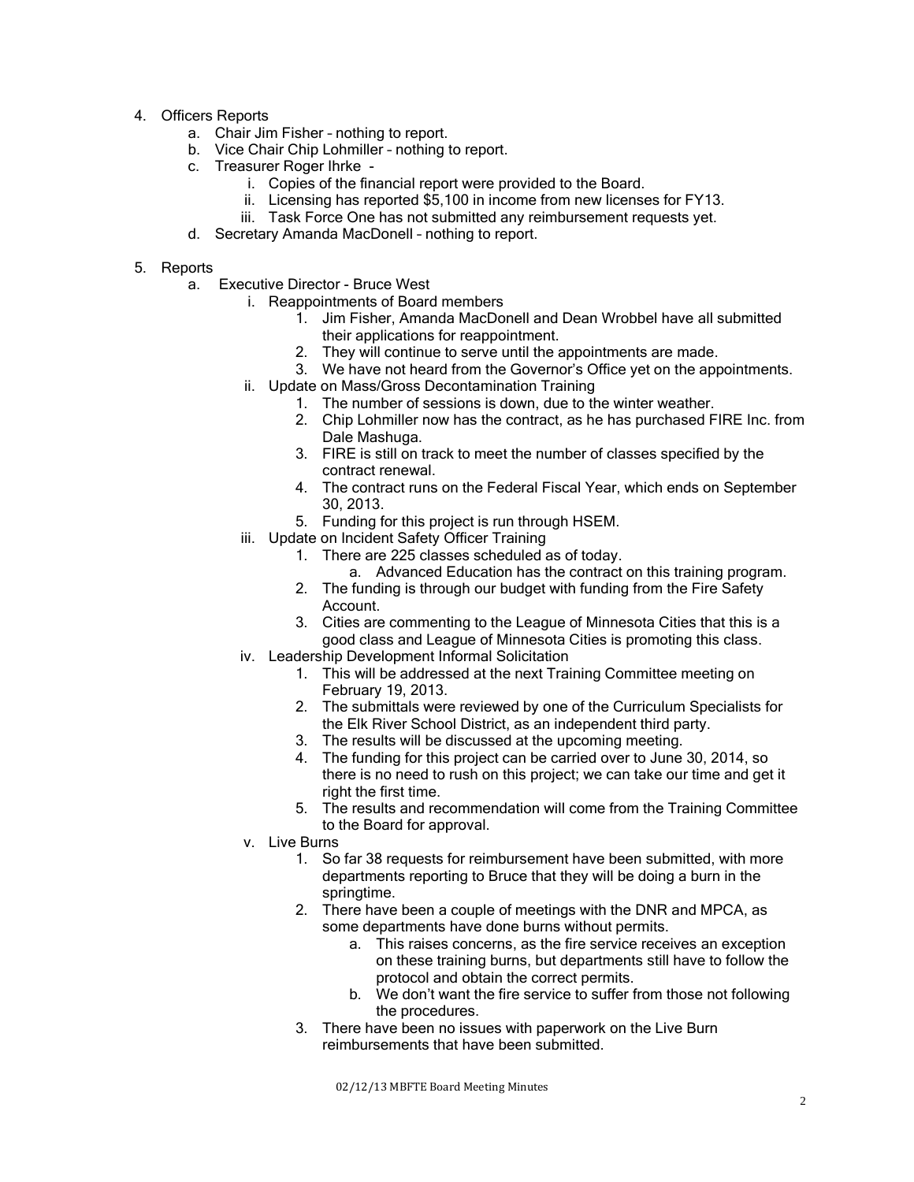4. Officers Reports
    a. Chair Jim Fisher – nothing to report.
    b. Vice Chair Chip Lohmiller – nothing to report.
    c. Treasurer Roger Ihrke -
        i. Copies of the financial report were provided to the Board.
        ii. Licensing has reported $5,100 in income from new licenses for FY13.
        iii. Task Force One has not submitted any reimbursement requests yet.
    d. Secretary Amanda MacDonell – nothing to report.

5. Reports
    a. Executive Director - Bruce West
        i. Reappointments of Board members
            1. Jim Fisher, Amanda MacDonell and Dean Wrobbel have all submitted their applications for reappointment.
            2. They will continue to serve until the appointments are made.
            3. We have not heard from the Governor's Office yet on the appointments.
        ii. Update on Mass/Gross Decontamination Training
            1. The number of sessions is down, due to the winter weather.
            2. Chip Lohmiller now has the contract, as he has purchased FIRE Inc. from Dale Mashuga.
            3. FIRE is still on track to meet the number of classes specified by the contract renewal.
            4. The contract runs on the Federal Fiscal Year, which ends on September 30, 2013.
            5. Funding for this project is run through HSEM.
        iii. Update on Incident Safety Officer Training
            1. There are 225 classes scheduled as of today.
                a. Advanced Education has the contract on this training program.
            2. The funding is through our budget with funding from the Fire Safety Account.
            3. Cities are commenting to the League of Minnesota Cities that this is a good class and League of Minnesota Cities is promoting this class.
        iv. Leadership Development Informal Solicitation
            1. This will be addressed at the next Training Committee meeting on February 19, 2013.
            2. The submittals were reviewed by one of the Curriculum Specialists for the Elk River School District, as an independent third party.
            3. The results will be discussed at the upcoming meeting.
            4. The funding for this project can be carried over to June 30, 2014, so there is no need to rush on this project; we can take our time and get it right the first time.
            5. The results and recommendation will come from the Training Committee to the Board for approval.
        v. Live Burns
            1. So far 38 requests for reimbursement have been submitted, with more departments reporting to Bruce that they will be doing a burn in the springtime.
            2. There have been a couple of meetings with the DNR and MPCA, as some departments have done burns without permits.
                a. This raises concerns, as the fire service receives an exception on these training burns, but departments still have to follow the protocol and obtain the correct permits.
                b. We don't want the fire service to suffer from those not following the procedures.
            3. There have been no issues with paperwork on the Live Burn reimbursements that have been submitted.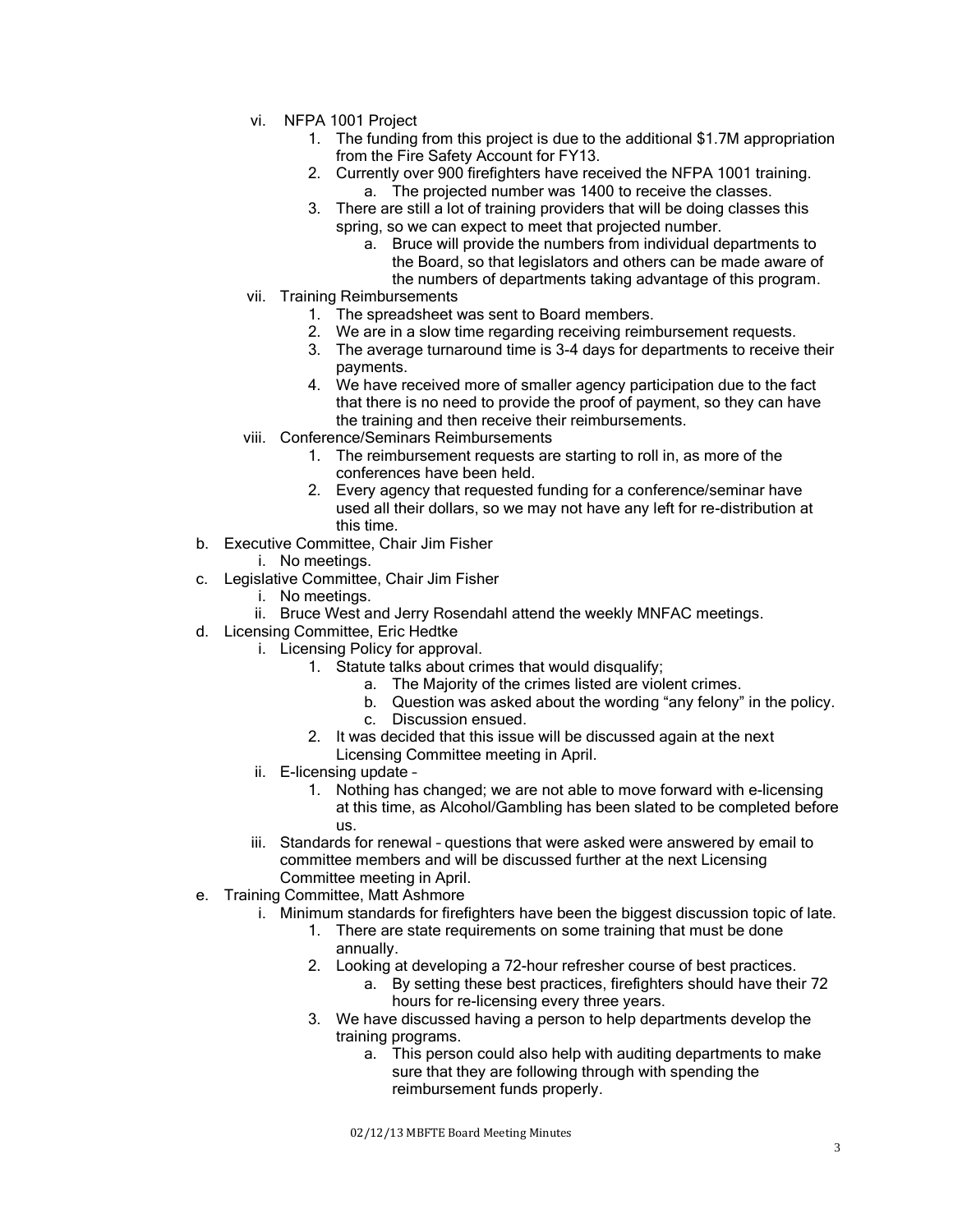- vi. NFPA 1001 Project
    1. The funding from this project is due to the additional $1.7M appropriation from the Fire Safety Account for FY13.
    2. Currently over 900 firefighters have received the NFPA 1001 training.
        - a. The projected number was 1400 to receive the classes.
    3. There are still a lot of training providers that will be doing classes this spring, so we can expect to meet that projected number.
        - a. Bruce will provide the numbers from individual departments to the Board, so that legislators and others can be made aware of the numbers of departments taking advantage of this program.
- vii. Training Reimbursements
    1. The spreadsheet was sent to Board members.
    2. We are in a slow time regarding receiving reimbursement requests.
    3. The average turnaround time is 3-4 days for departments to receive their payments.
    4. We have received more of smaller agency participation due to the fact that there is no need to provide the proof of payment, so they can have the training and then receive their reimbursements.
- viii. Conference/Seminars Reimbursements
    1. The reimbursement requests are starting to roll in, as more of the conferences have been held.
    2. Every agency that requested funding for a conference/seminar have used all their dollars, so we may not have any left for re-distribution at this time.

b. Executive Committee, Chair Jim Fisher
- i. No meetings.

c. Legislative Committee, Chair Jim Fisher
- i. No meetings.
- ii. Bruce West and Jerry Rosendahl attend the weekly MNFAC meetings.

d. Licensing Committee, Eric Hedtke
- i. Licensing Policy for approval.
    1. Statute talks about crimes that would disqualify;
        - a. The Majority of the crimes listed are violent crimes.
        - b. Question was asked about the wording "any felony" in the policy.
        - c. Discussion ensued.
    2. It was decided that this issue will be discussed again at the next Licensing Committee meeting in April.
- ii. E-licensing update –
    1. Nothing has changed; we are not able to move forward with e-licensing at this time, as Alcohol/Gambling has been slated to be completed before us.
- iii. Standards for renewal – questions that were asked were answered by email to committee members and will be discussed further at the next Licensing Committee meeting in April.

e. Training Committee, Matt Ashmore
- i. Minimum standards for firefighters have been the biggest discussion topic of late.
    1. There are state requirements on some training that must be done annually.
    2. Looking at developing a 72-hour refresher course of best practices.
        - a. By setting these best practices, firefighters should have their 72 hours for re-licensing every three years.
    3. We have discussed having a person to help departments develop the training programs.
        - a. This person could also help with auditing departments to make sure that they are following through with spending the reimbursement funds properly.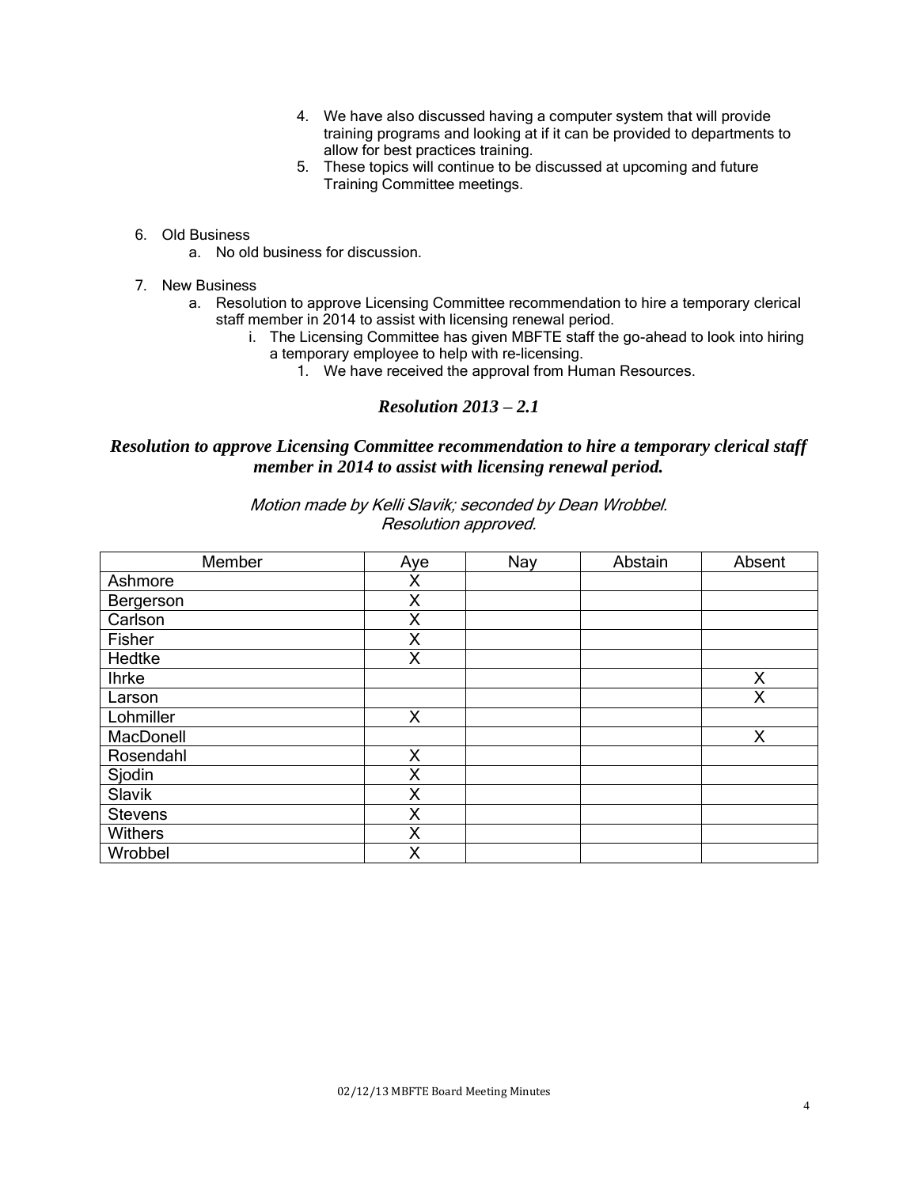4. We have also discussed having a computer system that will provide training programs and looking at if it can be provided to departments to allow for best practices training.
5. These topics will continue to be discussed at upcoming and future Training Committee meetings.

6. Old Business
   a. No old business for discussion.

7. New Business
   a. Resolution to approve Licensing Committee recommendation to hire a temporary clerical staff member in 2014 to assist with licensing renewal period.
      i. The Licensing Committee has given MBFTE staff the go-ahead to look into hiring a temporary employee to help with re-licensing.
         1. We have received the approval from Human Resources.

### *Resolution 2013 – 2.1*

### *Resolution to approve Licensing Committee recommendation to hire a temporary clerical staff member in 2014 to assist with licensing renewal period.*

*Motion made by Kelli Slavik; seconded by Dean Wrobbel.*
*Resolution approved.*

| Member | Aye | Nay | Abstain | Absent |
|---|---|---|---|---|
| Ashmore | X | | | |
| Bergerson | X | | | |
| Carlson | X | | | |
| Fisher | X | | | |
| Hedtke | X | | | |
| Ihrke | | | | X |
| Larson | | | | X |
| Lohmiller | X | | | |
| MacDonell | | | | X |
| Rosendahl | X | | | |
| Sjodin | X | | | |
| Slavik | X | | | |
| Stevens | X | | | |
| Withers | X | | | |
| Wrobbel | X | | | |

02/12/13 MBFTE Board Meeting Minutes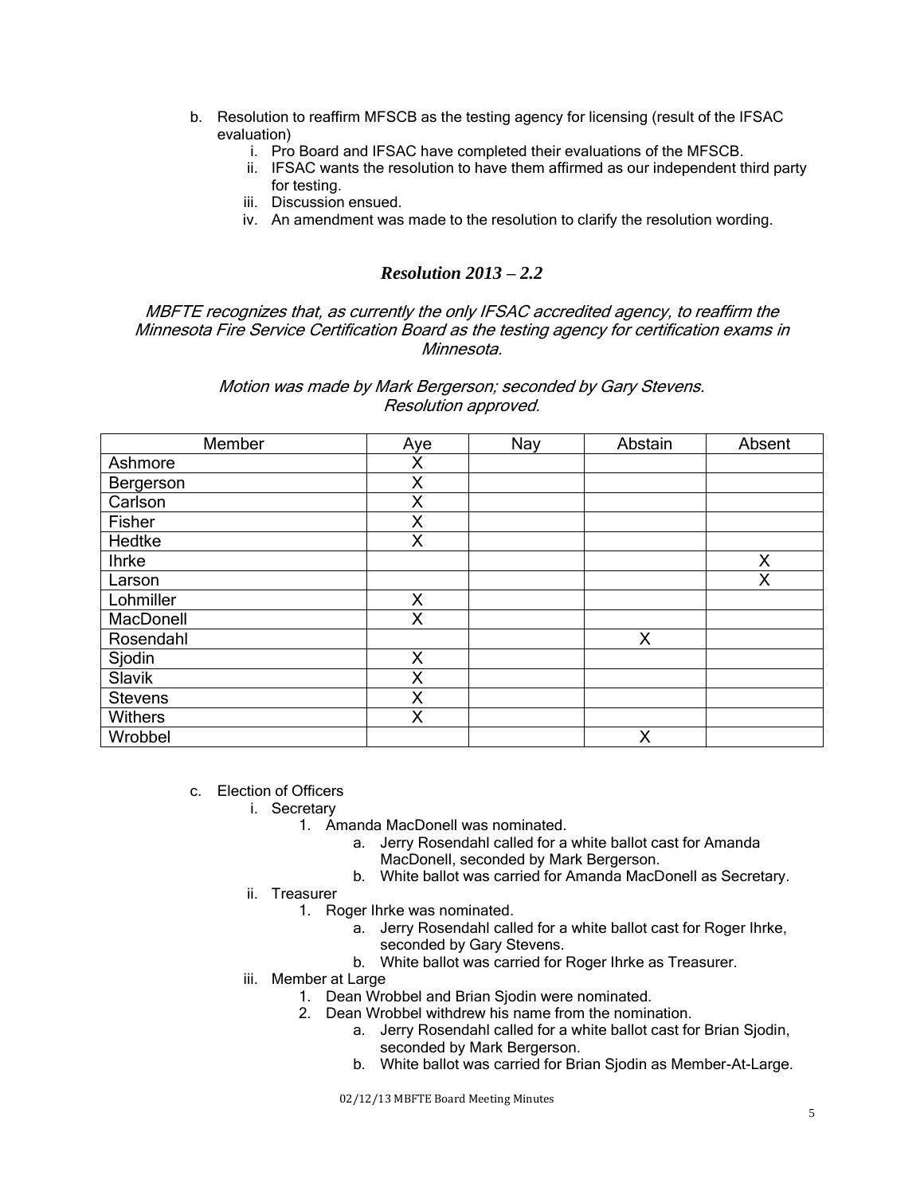b. Resolution to reaffirm MFSCB as the testing agency for licensing (result of the IFSAC evaluation)
   i. Pro Board and IFSAC have completed their evaluations of the MFSCB.
   ii. IFSAC wants the resolution to have them affirmed as our independent third party for testing.
   iii. Discussion ensued.
   iv. An amendment was made to the resolution to clarify the resolution wording.

### *Resolution 2013 – 2.2*

*MBFTE recognizes that, as currently the only IFSAC accredited agency, to reaffirm the Minnesota Fire Service Certification Board as the testing agency for certification exams in Minnesota.*

*Motion was made by Mark Bergerson; seconded by Gary Stevens.*
*Resolution approved.*

| Member | Aye | Nay | Abstain | Absent |
|---|---|---|---|---|
| Ashmore | X | | | |
| Bergerson | X | | | |
| Carlson | X | | | |
| Fisher | X | | | |
| Hedtke | X | | | |
| Ihrke | | | | X |
| Larson | | | | X |
| Lohmiller | X | | | |
| MacDonell | X | | | |
| Rosendahl | | | X | |
| Sjodin | X | | | |
| Slavik | X | | | |
| Stevens | X | | | |
| Withers | X | | | |
| Wrobbel | | | X | |

c. Election of Officers
   i. Secretary
      1. Amanda MacDonell was nominated.
         a. Jerry Rosendahl called for a white ballot cast for Amanda MacDonell, seconded by Mark Bergerson.
         b. White ballot was carried for Amanda MacDonell as Secretary.
   ii. Treasurer
      1. Roger Ihrke was nominated.
         a. Jerry Rosendahl called for a white ballot cast for Roger Ihrke, seconded by Gary Stevens.
         b. White ballot was carried for Roger Ihrke as Treasurer.
   iii. Member at Large
      1. Dean Wrobbel and Brian Sjodin were nominated.
      2. Dean Wrobbel withdrew his name from the nomination.
         a. Jerry Rosendahl called for a white ballot cast for Brian Sjodin, seconded by Mark Bergerson.
         b. White ballot was carried for Brian Sjodin as Member-At-Large.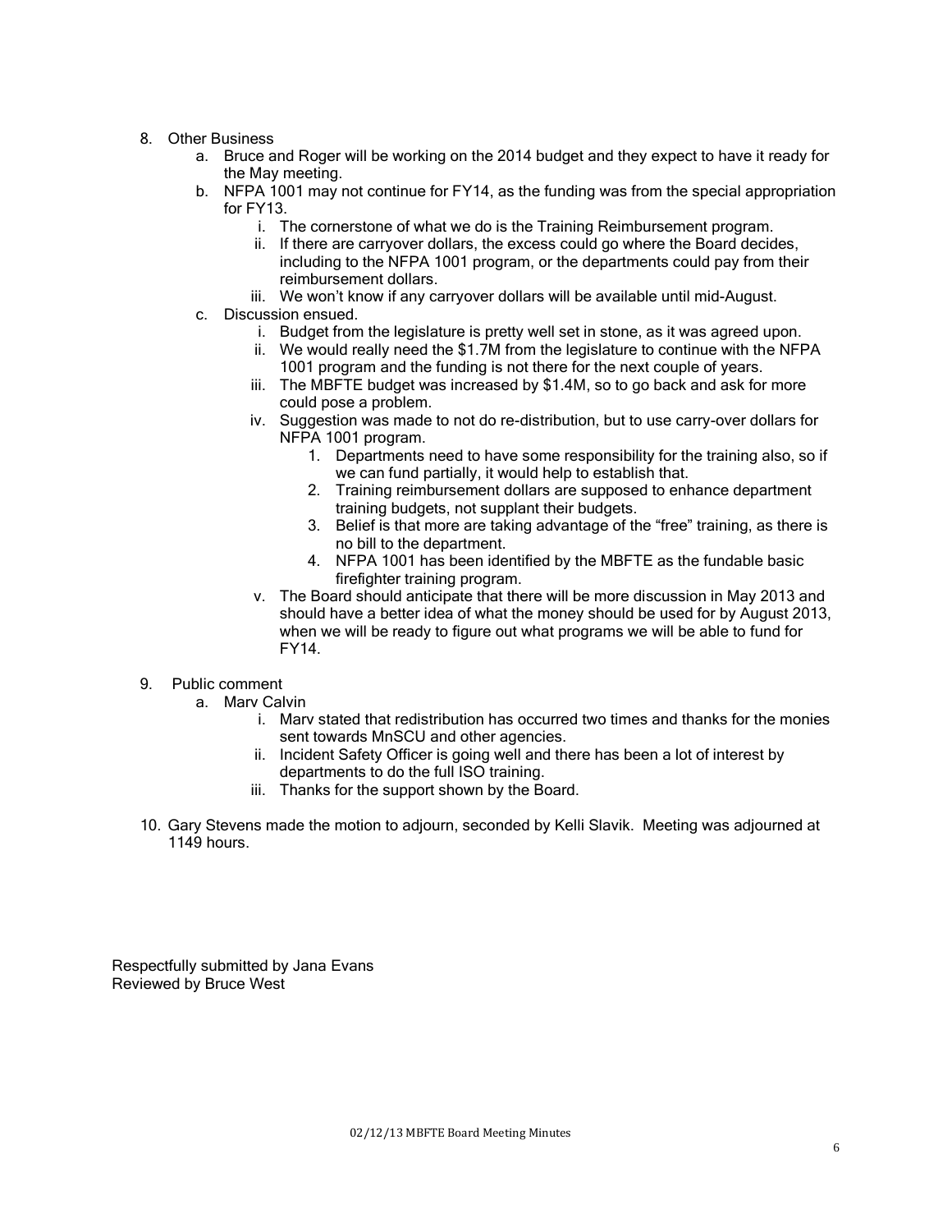8. Other Business
   a. Bruce and Roger will be working on the 2014 budget and they expect to have it ready for the May meeting.
   b. NFPA 1001 may not continue for FY14, as the funding was from the special appropriation for FY13.
      i. The cornerstone of what we do is the Training Reimbursement program.
      ii. If there are carryover dollars, the excess could go where the Board decides, including to the NFPA 1001 program, or the departments could pay from their reimbursement dollars.
      iii. We won't know if any carryover dollars will be available until mid-August.
   c. Discussion ensued.
      i. Budget from the legislature is pretty well set in stone, as it was agreed upon.
      ii. We would really need the $1.7M from the legislature to continue with the NFPA 1001 program and the funding is not there for the next couple of years.
      iii. The MBFTE budget was increased by $1.4M, so to go back and ask for more could pose a problem.
      iv. Suggestion was made to not do re-distribution, but to use carry-over dollars for NFPA 1001 program.
         1. Departments need to have some responsibility for the training also, so if we can fund partially, it would help to establish that.
         2. Training reimbursement dollars are supposed to enhance department training budgets, not supplant their budgets.
         3. Belief is that more are taking advantage of the "free" training, as there is no bill to the department.
         4. NFPA 1001 has been identified by the MBFTE as the fundable basic firefighter training program.
      v. The Board should anticipate that there will be more discussion in May 2013 and should have a better idea of what the money should be used for by August 2013, when we will be ready to figure out what programs we will be able to fund for FY14.

9. Public comment
   a. Marv Calvin
      i. Marv stated that redistribution has occurred two times and thanks for the monies sent towards MnSCU and other agencies.
      ii. Incident Safety Officer is going well and there has been a lot of interest by departments to do the full ISO training.
      iii. Thanks for the support shown by the Board.

10. Gary Stevens made the motion to adjourn, seconded by Kelli Slavik. Meeting was adjourned at 1149 hours.

Respectfully submitted by Jana Evans
Reviewed by Bruce West